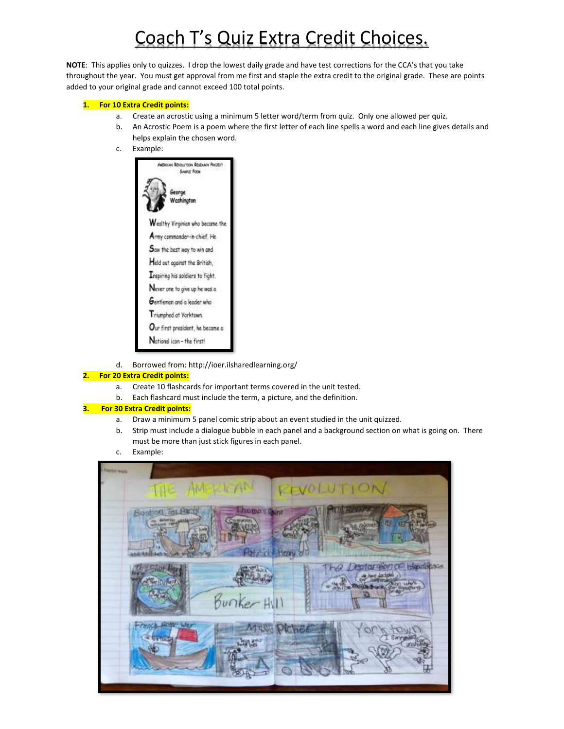# Coach T's Quiz Extra Credit Choices.

**NOTE**: This applies only to quizzes. I drop the lowest daily grade and have test corrections for the CCA's that you take throughout the year. You must get approval from me first and staple the extra credit to the original grade. These are points added to your original grade and cannot exceed 100 total points.

1. **For 10 Extra Credit points:**
   a. Create an acrostic using a minimum 5 letter word/term from quiz. Only one allowed per quiz.
   b. An Acrostic Poem is a poem where the first letter of each line spells a word and each line gives details and helps explain the chosen word.
   c. Example:
   d. Borrowed from: http://ioer.ilsharedlearning.org/
2. **For 20 Extra Credit points:**
   a. Create 10 flashcards for important terms covered in the unit tested.
   b. Each flashcard must include the term, a picture, and the definition.
3. **For 30 Extra Credit points:**
   a. Draw a minimum 5 panel comic strip about an event studied in the unit quizzed.
   b. Strip must include a dialogue bubble in each panel and a background section on what is going on. There must be more than just stick figures in each panel.
   c. Example: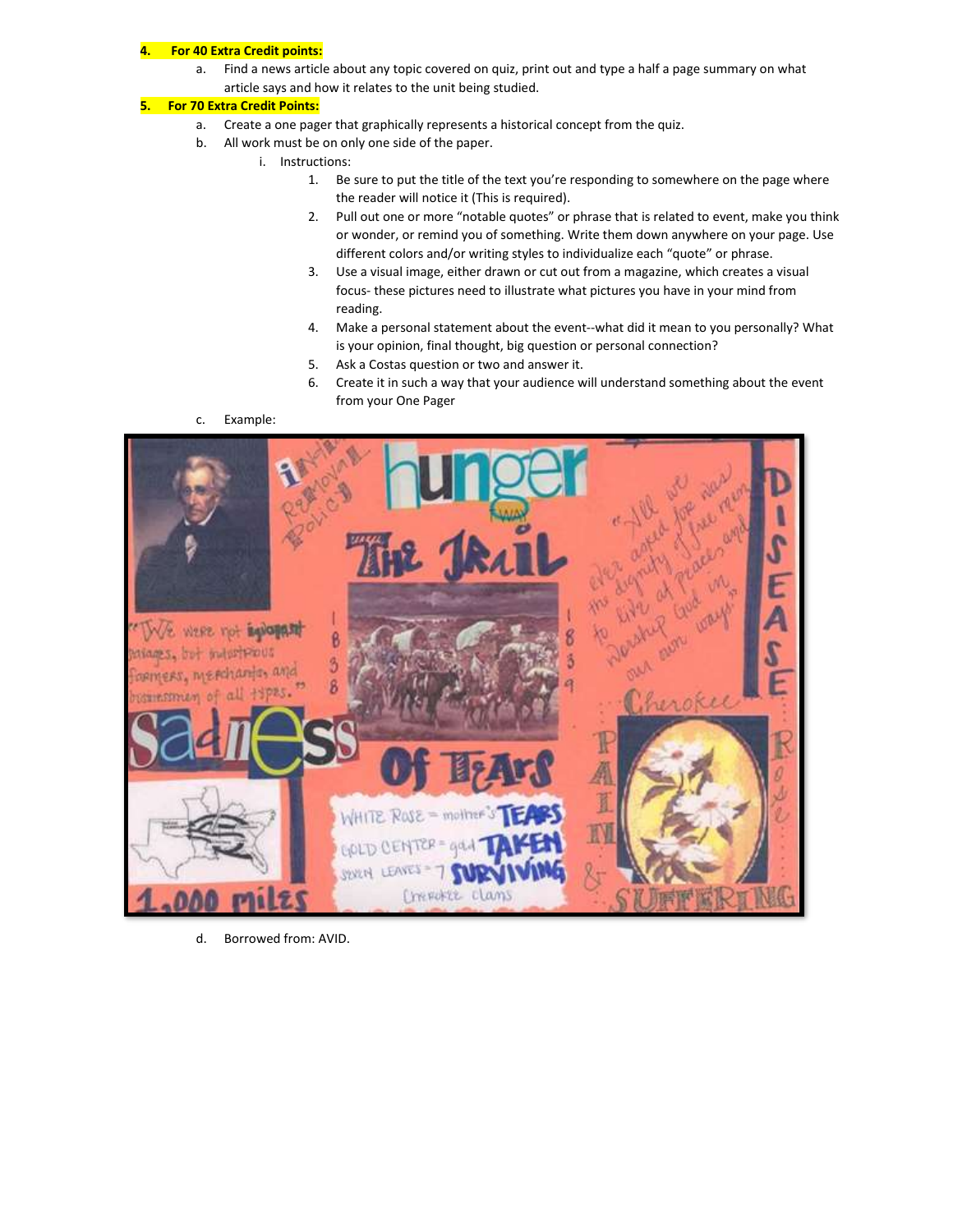4. **For 40 Extra Credit points:**
   a. Find a news article about any topic covered on quiz, print out and type a half a page summary on what article says and how it relates to the unit being studied.

5. **For 70 Extra Credit Points:**
   a. Create a one pager that graphically represents a historical concept from the quiz.
   b. All work must be on only one side of the paper.
      i. Instructions:
         1. Be sure to put the title of the text you're responding to somewhere on the page where the reader will notice it (This is required).
         2. Pull out one or more "notable quotes" or phrase that is related to event, make you think or wonder, or remind you of something. Write them down anywhere on your page. Use different colors and/or writing styles to individualize each "quote" or phrase.
         3. Use a visual image, either drawn or cut out from a magazine, which creates a visual focus- these pictures need to illustrate what pictures you have in your mind from reading.
         4. Make a personal statement about the event--what did it mean to you personally? What is your opinion, final thought, big question or personal connection?
         5. Ask a Costas question or two and answer it.
         6. Create it in such a way that your audience will understand something about the event from your One Pager
   c. Example:
   d. Borrowed from: AVID.